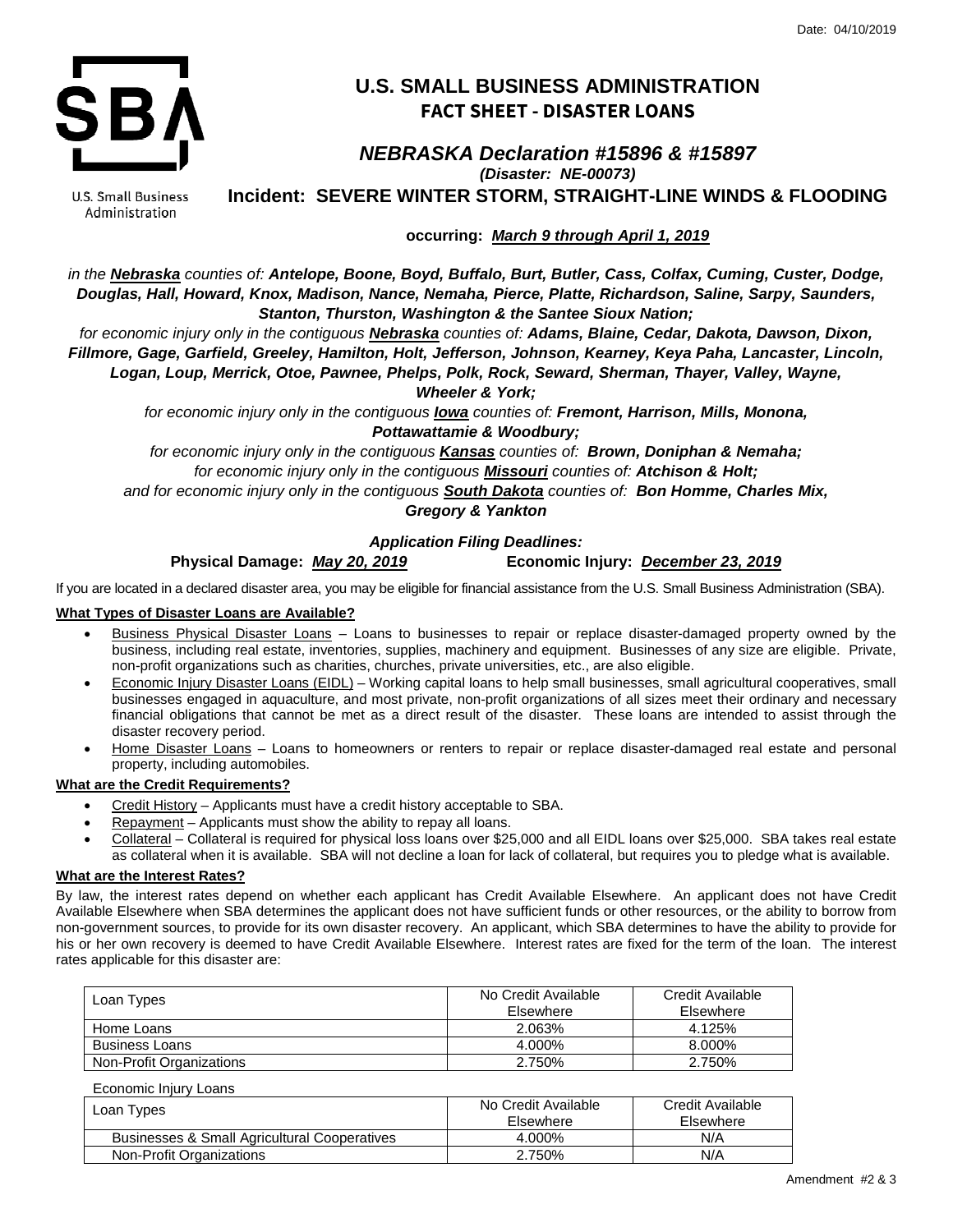Date: 04/10/2019

U.S. Small Business Administration

# U.S. SMALL BUSINESS ADMINISTRATION
## FACT SHEET - DISASTER LOANS

### *NEBRASKA Declaration #15896 & #15897*
***(Disaster: NE-00073)***
### Incident: SEVERE WINTER STORM, STRAIGHT-LINE WINDS & FLOODING

**occurring: *March 9 through April 1, 2019***

*in the **Nebraska** counties of: **Antelope, Boone, Boyd, Buffalo, Burt, Butler, Cass, Colfax, Cuming, Custer, Dodge, Douglas, Hall, Howard, Knox, Madison, Nance, Nemaha, Pierce, Platte, Richardson, Saline, Sarpy, Saunders, Stanton, Thurston, Washington & the Santee Sioux Nation;***

*for economic injury only in the contiguous **Nebraska** counties of: **Adams, Blaine, Cedar, Dakota, Dawson, Dixon, Fillmore, Gage, Garfield, Greeley, Hamilton, Holt, Jefferson, Johnson, Kearney, Keya Paha, Lancaster, Lincoln, Logan, Loup, Merrick, Otoe, Pawnee, Phelps, Polk, Rock, Seward, Sherman, Thayer, Valley, Wayne, Wheeler & York;***

*for economic injury only in the contiguous **Iowa** counties of: **Fremont, Harrison, Mills, Monona, Pottawattamie & Woodbury;***

*for economic injury only in the contiguous **Kansas** counties of: **Brown, Doniphan & Nemaha;***

*for economic injury only in the contiguous **Missouri** counties of: **Atchison & Holt;***

*and for economic injury only in the contiguous **South Dakota** counties of: **Bon Homme, Charles Mix, Gregory & Yankton***

***Application Filing Deadlines:***

**Physical Damage: *May 20, 2019*** **Economic Injury: *December 23, 2019***

If you are located in a declared disaster area, you may be eligible for financial assistance from the U.S. Small Business Administration (SBA).

**What Types of Disaster Loans are Available?**

- Business Physical Disaster Loans – Loans to businesses to repair or replace disaster-damaged property owned by the business, including real estate, inventories, supplies, machinery and equipment. Businesses of any size are eligible. Private, non-profit organizations such as charities, churches, private universities, etc., are also eligible.
- Economic Injury Disaster Loans (EIDL) – Working capital loans to help small businesses, small agricultural cooperatives, small businesses engaged in aquaculture, and most private, non-profit organizations of all sizes meet their ordinary and necessary financial obligations that cannot be met as a direct result of the disaster. These loans are intended to assist through the disaster recovery period.
- Home Disaster Loans – Loans to homeowners or renters to repair or replace disaster-damaged real estate and personal property, including automobiles.

**What are the Credit Requirements?**

- Credit History – Applicants must have a credit history acceptable to SBA.
- Repayment – Applicants must show the ability to repay all loans.
- Collateral – Collateral is required for physical loss loans over $25,000 and all EIDL loans over $25,000. SBA takes real estate as collateral when it is available. SBA will not decline a loan for lack of collateral, but requires you to pledge what is available.

**What are the Interest Rates?**

By law, the interest rates depend on whether each applicant has Credit Available Elsewhere. An applicant does not have Credit Available Elsewhere when SBA determines the applicant does not have sufficient funds or other resources, or the ability to borrow from non-government sources, to provide for its own disaster recovery. An applicant, which SBA determines to have the ability to provide for his or her own recovery is deemed to have Credit Available Elsewhere. Interest rates are fixed for the term of the loan. The interest rates applicable for this disaster are:

| Loan Types | No Credit Available Elsewhere | Credit Available Elsewhere |
|---|---|---|
| Home Loans | 2.063% | 4.125% |
| Business Loans | 4.000% | 8.000% |
| Non-Profit Organizations | 2.750% | 2.750% |

Economic Injury Loans

| Loan Types | No Credit Available Elsewhere | Credit Available Elsewhere |
|---|---|---|
| Businesses & Small Agricultural Cooperatives | 4.000% | N/A |
| Non-Profit Organizations | 2.750% | N/A |

Amendment #2 & 3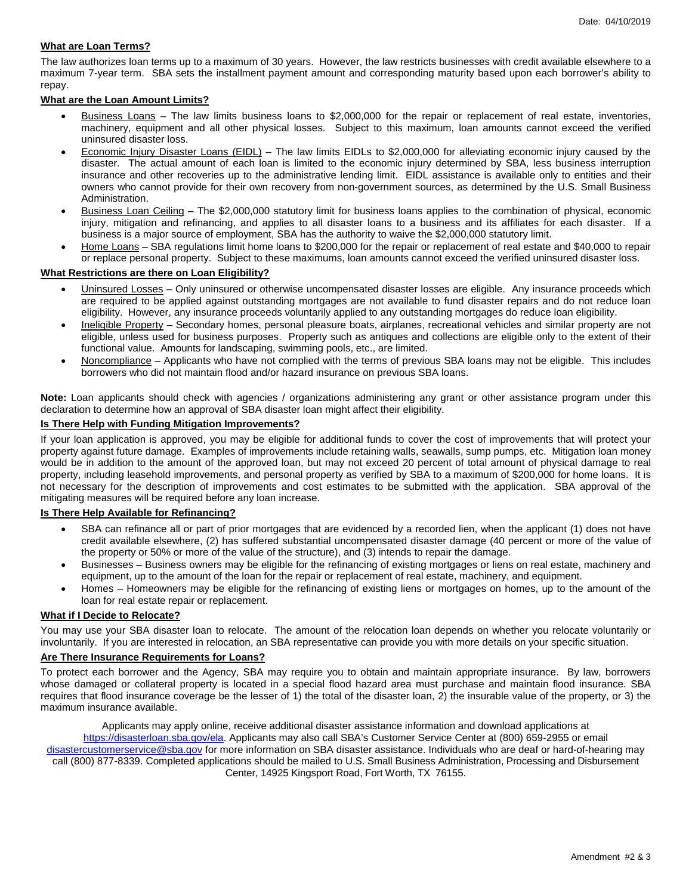Date: 04/10/2019

**What are Loan Terms?**

The law authorizes loan terms up to a maximum of 30 years. However, the law restricts businesses with credit available elsewhere to a maximum 7-year term. SBA sets the installment payment amount and corresponding maturity based upon each borrower's ability to repay.

**What are the Loan Amount Limits?**

- Business Loans – The law limits business loans to $2,000,000 for the repair or replacement of real estate, inventories, machinery, equipment and all other physical losses. Subject to this maximum, loan amounts cannot exceed the verified uninsured disaster loss.
- Economic Injury Disaster Loans (EIDL) – The law limits EIDLs to $2,000,000 for alleviating economic injury caused by the disaster. The actual amount of each loan is limited to the economic injury determined by SBA, less business interruption insurance and other recoveries up to the administrative lending limit. EIDL assistance is available only to entities and their owners who cannot provide for their own recovery from non-government sources, as determined by the U.S. Small Business Administration.
- Business Loan Ceiling – The $2,000,000 statutory limit for business loans applies to the combination of physical, economic injury, mitigation and refinancing, and applies to all disaster loans to a business and its affiliates for each disaster. If a business is a major source of employment, SBA has the authority to waive the $2,000,000 statutory limit.
- Home Loans – SBA regulations limit home loans to $200,000 for the repair or replacement of real estate and $40,000 to repair or replace personal property. Subject to these maximums, loan amounts cannot exceed the verified uninsured disaster loss.

**What Restrictions are there on Loan Eligibility?**

- Uninsured Losses – Only uninsured or otherwise uncompensated disaster losses are eligible. Any insurance proceeds which are required to be applied against outstanding mortgages are not available to fund disaster repairs and do not reduce loan eligibility. However, any insurance proceeds voluntarily applied to any outstanding mortgages do reduce loan eligibility.
- Ineligible Property – Secondary homes, personal pleasure boats, airplanes, recreational vehicles and similar property are not eligible, unless used for business purposes. Property such as antiques and collections are eligible only to the extent of their functional value. Amounts for landscaping, swimming pools, etc., are limited.
- Noncompliance – Applicants who have not complied with the terms of previous SBA loans may not be eligible. This includes borrowers who did not maintain flood and/or hazard insurance on previous SBA loans.

**Note:** Loan applicants should check with agencies / organizations administering any grant or other assistance program under this declaration to determine how an approval of SBA disaster loan might affect their eligibility.

**Is There Help with Funding Mitigation Improvements?**

If your loan application is approved, you may be eligible for additional funds to cover the cost of improvements that will protect your property against future damage. Examples of improvements include retaining walls, seawalls, sump pumps, etc. Mitigation loan money would be in addition to the amount of the approved loan, but may not exceed 20 percent of total amount of physical damage to real property, including leasehold improvements, and personal property as verified by SBA to a maximum of $200,000 for home loans. It is not necessary for the description of improvements and cost estimates to be submitted with the application. SBA approval of the mitigating measures will be required before any loan increase.

**Is There Help Available for Refinancing?**

- SBA can refinance all or part of prior mortgages that are evidenced by a recorded lien, when the applicant (1) does not have credit available elsewhere, (2) has suffered substantial uncompensated disaster damage (40 percent or more of the value of the property or 50% or more of the value of the structure), and (3) intends to repair the damage.
- Businesses – Business owners may be eligible for the refinancing of existing mortgages or liens on real estate, machinery and equipment, up to the amount of the loan for the repair or replacement of real estate, machinery, and equipment.
- Homes – Homeowners may be eligible for the refinancing of existing liens or mortgages on homes, up to the amount of the loan for real estate repair or replacement.

**What if I Decide to Relocate?**

You may use your SBA disaster loan to relocate. The amount of the relocation loan depends on whether you relocate voluntarily or involuntarily. If you are interested in relocation, an SBA representative can provide you with more details on your specific situation.

**Are There Insurance Requirements for Loans?**

To protect each borrower and the Agency, SBA may require you to obtain and maintain appropriate insurance. By law, borrowers whose damaged or collateral property is located in a special flood hazard area must purchase and maintain flood insurance. SBA requires that flood insurance coverage be the lesser of 1) the total of the disaster loan, 2) the insurable value of the property, or 3) the maximum insurance available.

Applicants may apply online, receive additional disaster assistance information and download applications at https://disasterloan.sba.gov/ela. Applicants may also call SBA's Customer Service Center at (800) 659-2955 or email disastercustomerservice@sba.gov for more information on SBA disaster assistance. Individuals who are deaf or hard-of-hearing may call (800) 877-8339. Completed applications should be mailed to U.S. Small Business Administration, Processing and Disbursement Center, 14925 Kingsport Road, Fort Worth, TX 76155.

Amendment #2 & 3